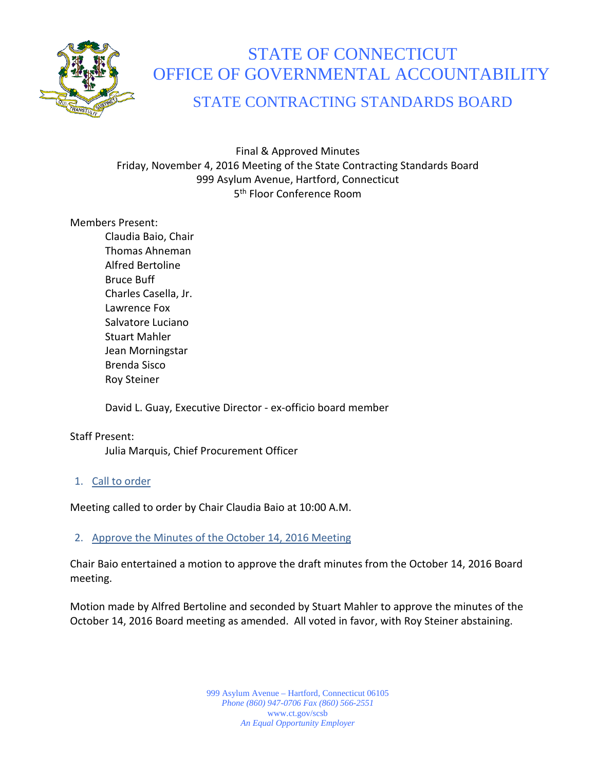# STATE OF CONNECTICUT
# OFFICE OF GOVERNMENTAL ACCOUNTABILITY
## STATE CONTRACTING STANDARDS BOARD

Final & Approved Minutes
Friday, November 4, 2016 Meeting of the State Contracting Standards Board
999 Asylum Avenue, Hartford, Connecticut
5th Floor Conference Room

Members Present:

- Claudia Baio, Chair
- Thomas Ahneman
- Alfred Bertoline
- Bruce Buff
- Charles Casella, Jr.
- Lawrence Fox
- Salvatore Luciano
- Stuart Mahler
- Jean Morningstar
- Brenda Sisco
- Roy Steiner

David L. Guay, Executive Director - ex-officio board member

Staff Present:

- Julia Marquis, Chief Procurement Officer

1. Call to order

Meeting called to order by Chair Claudia Baio at 10:00 A.M.

2. Approve the Minutes of the October 14, 2016 Meeting

Chair Baio entertained a motion to approve the draft minutes from the October 14, 2016 Board meeting.

Motion made by Alfred Bertoline and seconded by Stuart Mahler to approve the minutes of the October 14, 2016 Board meeting as amended. All voted in favor, with Roy Steiner abstaining.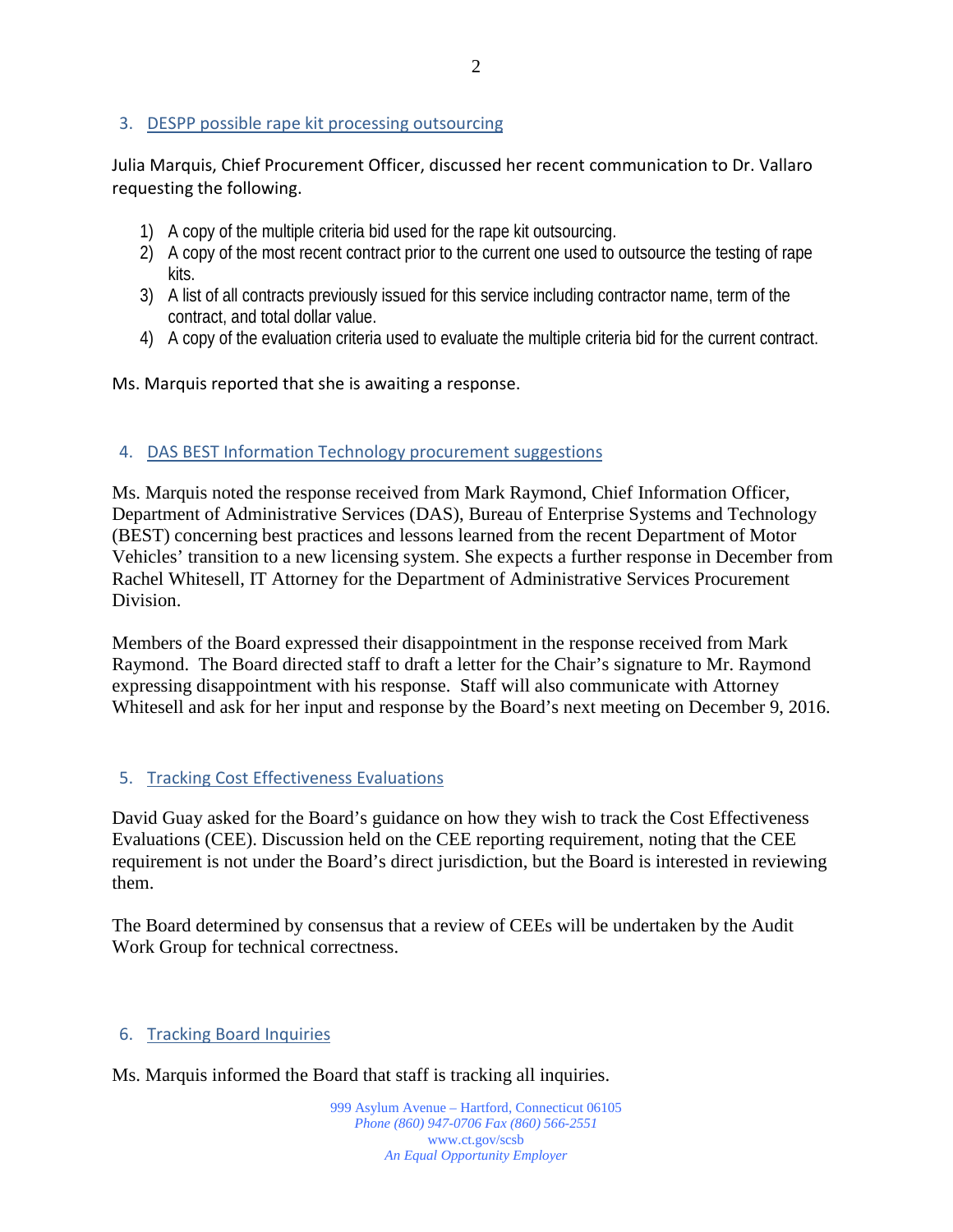## 3. DESPP possible rape kit processing outsourcing

Julia Marquis, Chief Procurement Officer, discussed her recent communication to Dr. Vallaro requesting the following.

1) A copy of the multiple criteria bid used for the rape kit outsourcing.
2) A copy of the most recent contract prior to the current one used to outsource the testing of rape kits.
3) A list of all contracts previously issued for this service including contractor name, term of the contract, and total dollar value.
4) A copy of the evaluation criteria used to evaluate the multiple criteria bid for the current contract.

Ms. Marquis reported that she is awaiting a response.

## 4. DAS BEST Information Technology procurement suggestions

Ms. Marquis noted the response received from Mark Raymond, Chief Information Officer, Department of Administrative Services (DAS), Bureau of Enterprise Systems and Technology (BEST) concerning best practices and lessons learned from the recent Department of Motor Vehicles' transition to a new licensing system. She expects a further response in December from Rachel Whitesell, IT Attorney for the Department of Administrative Services Procurement Division.

Members of the Board expressed their disappointment in the response received from Mark Raymond. The Board directed staff to draft a letter for the Chair's signature to Mr. Raymond expressing disappointment with his response. Staff will also communicate with Attorney Whitesell and ask for her input and response by the Board's next meeting on December 9, 2016.

## 5. Tracking Cost Effectiveness Evaluations

David Guay asked for the Board's guidance on how they wish to track the Cost Effectiveness Evaluations (CEE). Discussion held on the CEE reporting requirement, noting that the CEE requirement is not under the Board's direct jurisdiction, but the Board is interested in reviewing them.

The Board determined by consensus that a review of CEEs will be undertaken by the Audit Work Group for technical correctness.

## 6. Tracking Board Inquiries

Ms. Marquis informed the Board that staff is tracking all inquiries.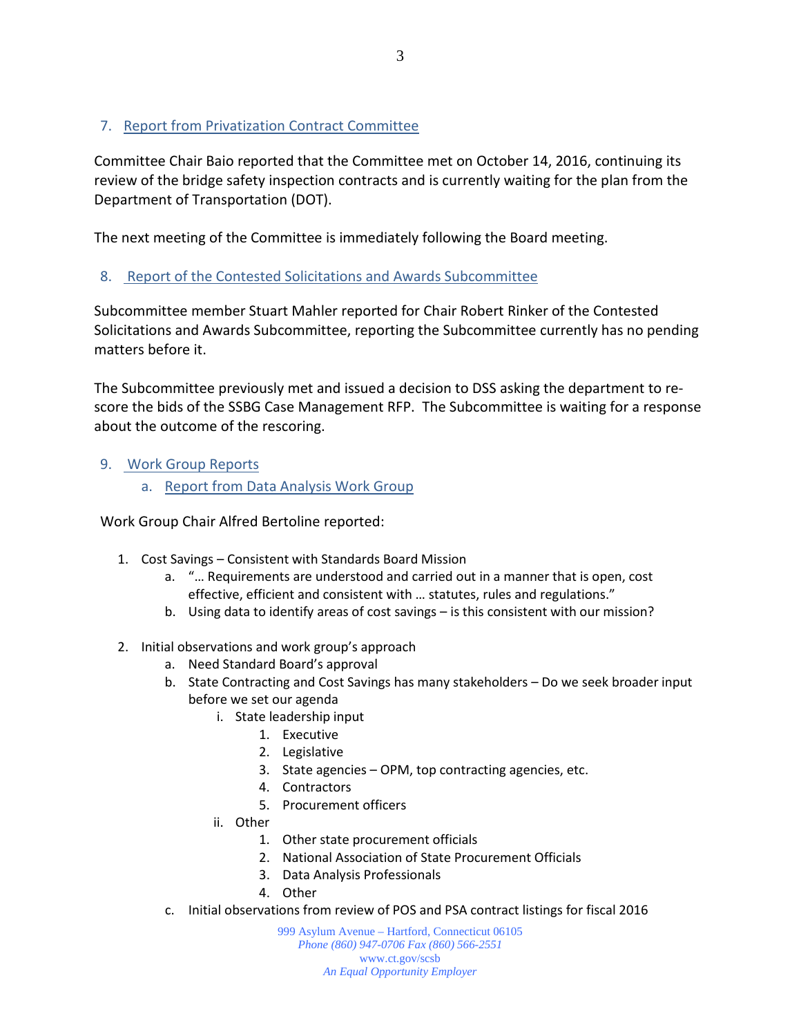## 7. Report from Privatization Contract Committee

Committee Chair Baio reported that the Committee met on October 14, 2016, continuing its review of the bridge safety inspection contracts and is currently waiting for the plan from the Department of Transportation (DOT).

The next meeting of the Committee is immediately following the Board meeting.

## 8. Report of the Contested Solicitations and Awards Subcommittee

Subcommittee member Stuart Mahler reported for Chair Robert Rinker of the Contested Solicitations and Awards Subcommittee, reporting the Subcommittee currently has no pending matters before it.

The Subcommittee previously met and issued a decision to DSS asking the department to re-score the bids of the SSBG Case Management RFP. The Subcommittee is waiting for a response about the outcome of the rescoring.

## 9. Work Group Reports

### a. Report from Data Analysis Work Group

Work Group Chair Alfred Bertoline reported:

1. Cost Savings – Consistent with Standards Board Mission
   a. "… Requirements are understood and carried out in a manner that is open, cost effective, efficient and consistent with … statutes, rules and regulations."
   b. Using data to identify areas of cost savings – is this consistent with our mission?

2. Initial observations and work group's approach
   a. Need Standard Board's approval
   b. State Contracting and Cost Savings has many stakeholders – Do we seek broader input before we set our agenda
      i. State leadership input
         1. Executive
         2. Legislative
         3. State agencies – OPM, top contracting agencies, etc.
         4. Contractors
         5. Procurement officers
      ii. Other
         1. Other state procurement officials
         2. National Association of State Procurement Officials
         3. Data Analysis Professionals
         4. Other
   c. Initial observations from review of POS and PSA contract listings for fiscal 2016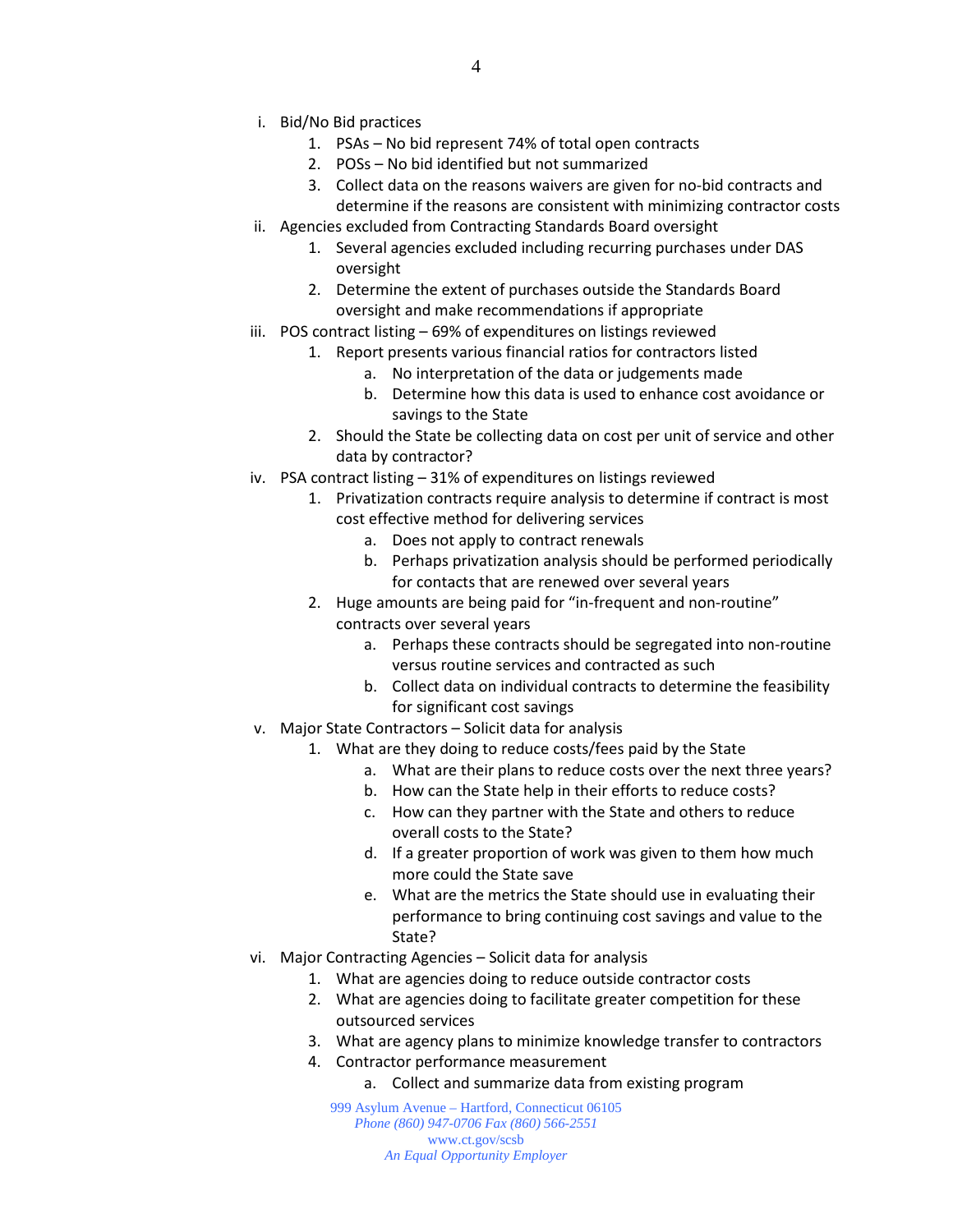i. Bid/No Bid practices
   1. PSAs – No bid represent 74% of total open contracts
   2. POSs – No bid identified but not summarized
   3. Collect data on the reasons waivers are given for no-bid contracts and determine if the reasons are consistent with minimizing contractor costs

ii. Agencies excluded from Contracting Standards Board oversight
   1. Several agencies excluded including recurring purchases under DAS oversight
   2. Determine the extent of purchases outside the Standards Board oversight and make recommendations if appropriate

iii. POS contract listing – 69% of expenditures on listings reviewed
   1. Report presents various financial ratios for contractors listed
      a. No interpretation of the data or judgements made
      b. Determine how this data is used to enhance cost avoidance or savings to the State
   2. Should the State be collecting data on cost per unit of service and other data by contractor?

iv. PSA contract listing – 31% of expenditures on listings reviewed
   1. Privatization contracts require analysis to determine if contract is most cost effective method for delivering services
      a. Does not apply to contract renewals
      b. Perhaps privatization analysis should be performed periodically for contacts that are renewed over several years
   2. Huge amounts are being paid for "in-frequent and non-routine" contracts over several years
      a. Perhaps these contracts should be segregated into non-routine versus routine services and contracted as such
      b. Collect data on individual contracts to determine the feasibility for significant cost savings

v. Major State Contractors – Solicit data for analysis
   1. What are they doing to reduce costs/fees paid by the State
      a. What are their plans to reduce costs over the next three years?
      b. How can the State help in their efforts to reduce costs?
      c. How can they partner with the State and others to reduce overall costs to the State?
      d. If a greater proportion of work was given to them how much more could the State save
      e. What are the metrics the State should use in evaluating their performance to bring continuing cost savings and value to the State?

vi. Major Contracting Agencies – Solicit data for analysis
   1. What are agencies doing to reduce outside contractor costs
   2. What are agencies doing to facilitate greater competition for these outsourced services
   3. What are agency plans to minimize knowledge transfer to contractors
   4. Contractor performance measurement
      a. Collect and summarize data from existing program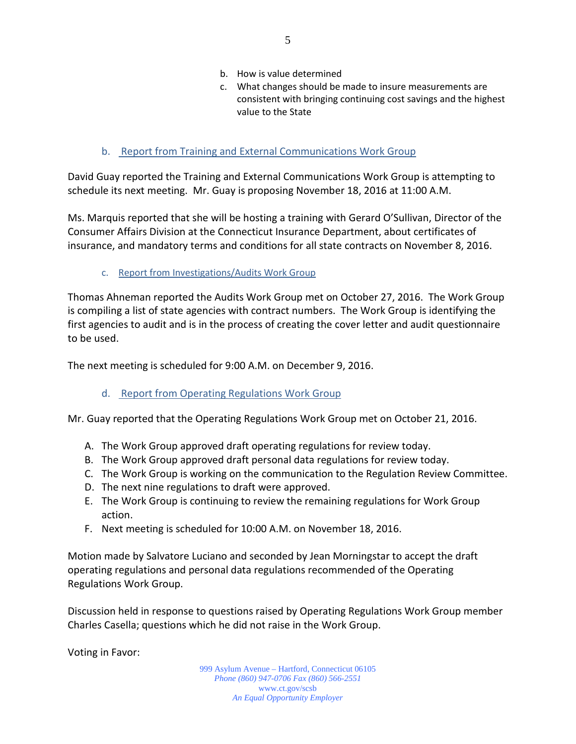b. How is value determined
   c. What changes should be made to insure measurements are consistent with bringing continuing cost savings and the highest value to the State

### b. Report from Training and External Communications Work Group

David Guay reported the Training and External Communications Work Group is attempting to schedule its next meeting. Mr. Guay is proposing November 18, 2016 at 11:00 A.M.

Ms. Marquis reported that she will be hosting a training with Gerard O'Sullivan, Director of the Consumer Affairs Division at the Connecticut Insurance Department, about certificates of insurance, and mandatory terms and conditions for all state contracts on November 8, 2016.

### c. Report from Investigations/Audits Work Group

Thomas Ahneman reported the Audits Work Group met on October 27, 2016. The Work Group is compiling a list of state agencies with contract numbers. The Work Group is identifying the first agencies to audit and is in the process of creating the cover letter and audit questionnaire to be used.

The next meeting is scheduled for 9:00 A.M. on December 9, 2016.

### d. Report from Operating Regulations Work Group

Mr. Guay reported that the Operating Regulations Work Group met on October 21, 2016.

A. The Work Group approved draft operating regulations for review today.
B. The Work Group approved draft personal data regulations for review today.
C. The Work Group is working on the communication to the Regulation Review Committee.
D. The next nine regulations to draft were approved.
E. The Work Group is continuing to review the remaining regulations for Work Group action.
F. Next meeting is scheduled for 10:00 A.M. on November 18, 2016.

Motion made by Salvatore Luciano and seconded by Jean Morningstar to accept the draft operating regulations and personal data regulations recommended of the Operating Regulations Work Group.

Discussion held in response to questions raised by Operating Regulations Work Group member Charles Casella; questions which he did not raise in the Work Group.

Voting in Favor: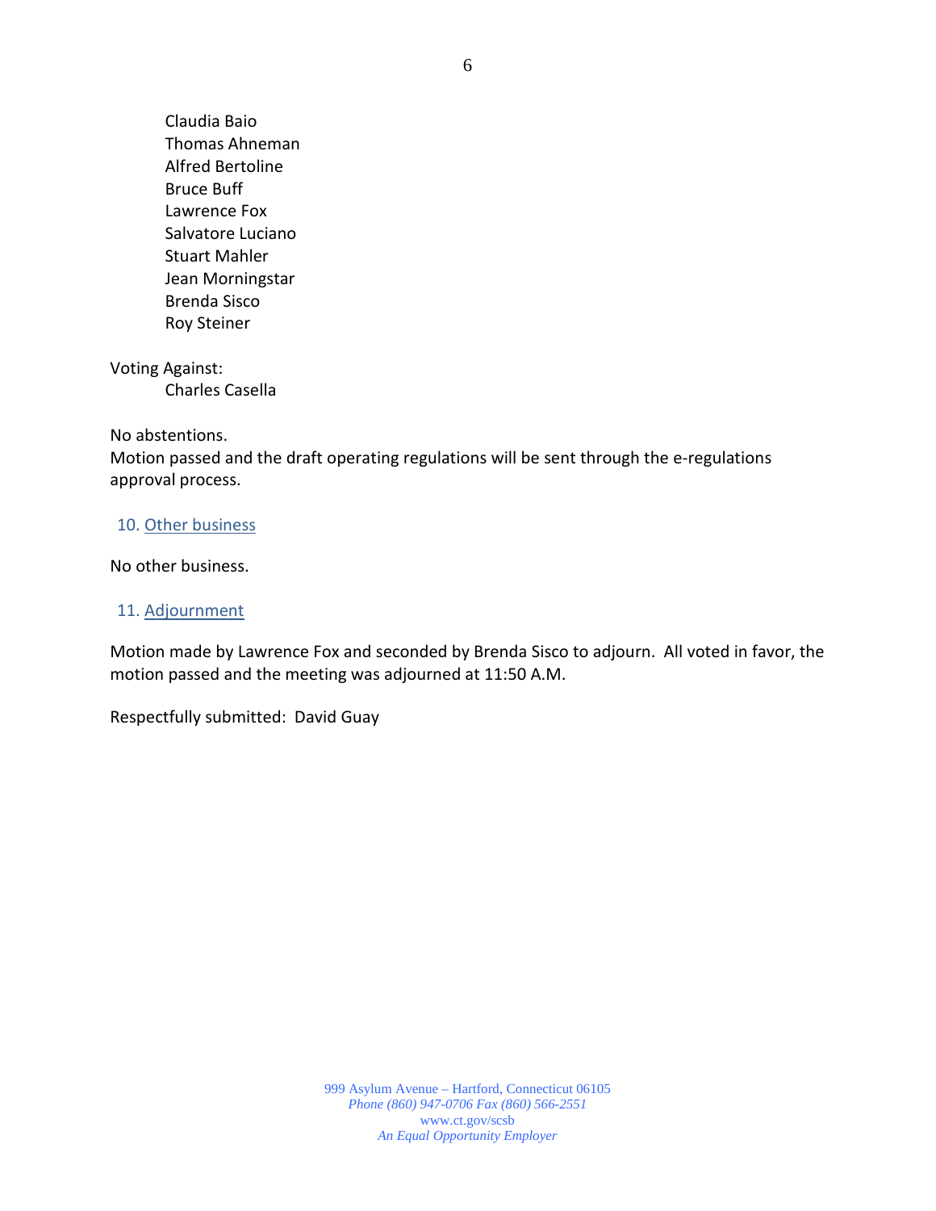Claudia Baio
Thomas Ahneman
Alfred Bertoline
Bruce Buff
Lawrence Fox
Salvatore Luciano
Stuart Mahler
Jean Morningstar
Brenda Sisco
Roy Steiner

Voting Against:
Charles Casella

No abstentions.
Motion passed and the draft operating regulations will be sent through the e-regulations approval process.

## 10. Other business

No other business.

## 11. Adjournment

Motion made by Lawrence Fox and seconded by Brenda Sisco to adjourn. All voted in favor, the motion passed and the meeting was adjourned at 11:50 A.M.

Respectfully submitted: David Guay